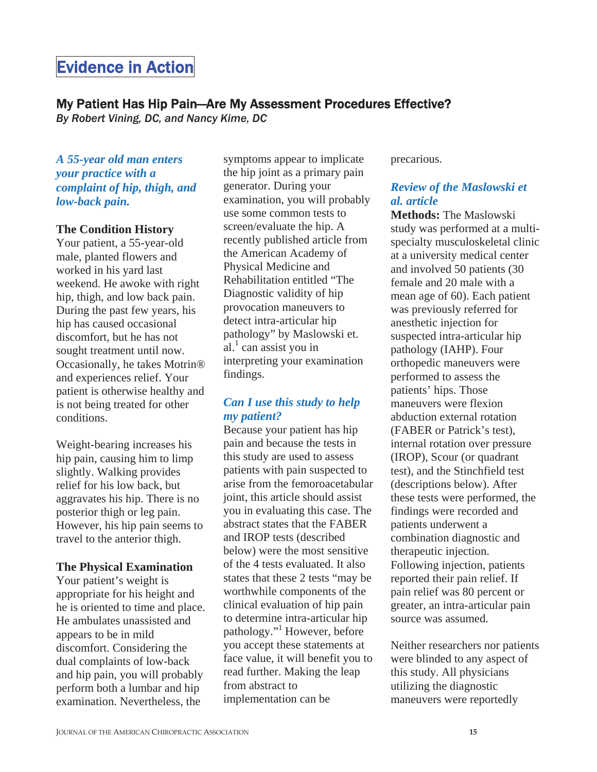# Evidence in Action

## My Patient Has Hip Pain—Are My Assessment Procedures Effective?

*By Robert Vining, DC, and Nancy Kime, DC*

***A 55-year old man enters your practice with a complaint of hip, thigh, and low-back pain.***

**The Condition History**

Your patient, a 55-year-old male, planted flowers and worked in his yard last weekend. He awoke with right hip, thigh, and low back pain. During the past few years, his hip has caused occasional discomfort, but he has not sought treatment until now. Occasionally, he takes Motrin® and experiences relief. Your patient is otherwise healthy and is not being treated for other conditions.

Weight-bearing increases his hip pain, causing him to limp slightly. Walking provides relief for his low back, but aggravates his hip. There is no posterior thigh or leg pain. However, his hip pain seems to travel to the anterior thigh.

**The Physical Examination**

Your patient's weight is appropriate for his height and he is oriented to time and place. He ambulates unassisted and appears to be in mild discomfort. Considering the dual complaints of low-back and hip pain, you will probably perform both a lumbar and hip examination. Nevertheless, the symptoms appear to implicate the hip joint as a primary pain generator. During your examination, you will probably use some common tests to screen/evaluate the hip. A recently published article from the American Academy of Physical Medicine and Rehabilitation entitled "The Diagnostic validity of hip provocation maneuvers to detect intra-articular hip pathology" by Maslowski et. al.[1] can assist you in interpreting your examination findings.

***Can I use this study to help my patient?***

Because your patient has hip pain and because the tests in this study are used to assess patients with pain suspected to arise from the femoroacetabular joint, this article should assist you in evaluating this case. The abstract states that the FABER and IROP tests (described below) were the most sensitive of the 4 tests evaluated. It also states that these 2 tests "may be worthwhile components of the clinical evaluation of hip pain to determine intra-articular hip pathology."[1] However, before you accept these statements at face value, it will benefit you to read further. Making the leap from abstract to implementation can be precarious.

***Review of the Maslowski et al. article***

**Methods:** The Maslowski study was performed at a multi-specialty musculoskeletal clinic at a university medical center and involved 50 patients (30 female and 20 male with a mean age of 60). Each patient was previously referred for anesthetic injection for suspected intra-articular hip pathology (IAHP). Four orthopedic maneuvers were performed to assess the patients' hips. Those maneuvers were flexion abduction external rotation (FABER or Patrick's test), internal rotation over pressure (IROP), Scour (or quadrant test), and the Stinchfield test (descriptions below). After these tests were performed, the findings were recorded and patients underwent a combination diagnostic and therapeutic injection. Following injection, patients reported their pain relief. If pain relief was 80 percent or greater, an intra-articular pain source was assumed.

Neither researchers nor patients were blinded to any aspect of this study. All physicians utilizing the diagnostic maneuvers were reportedly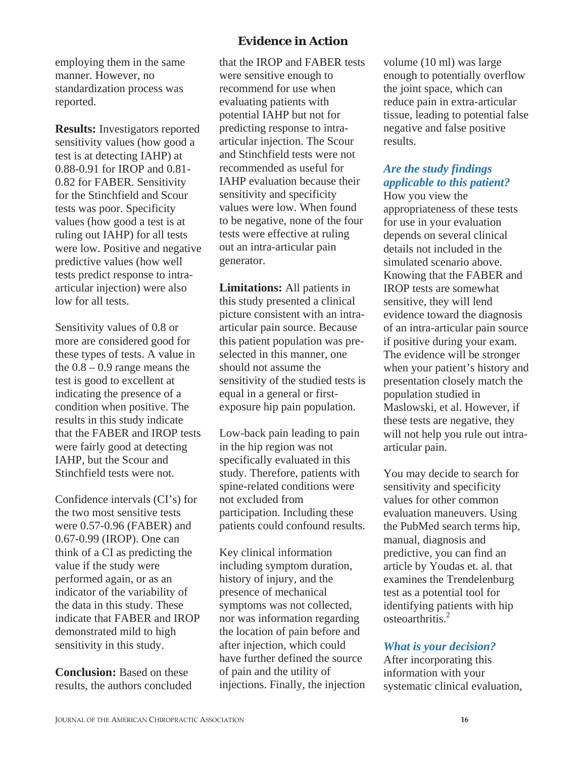employing them in the same manner. However, no standardization process was reported.

**Results:** Investigators reported sensitivity values (how good a test is at detecting IAHP) at 0.88-0.91 for IROP and 0.81-0.82 for FABER. Sensitivity for the Stinchfield and Scour tests was poor. Specificity values (how good a test is at ruling out IAHP) for all tests were low. Positive and negative predictive values (how well tests predict response to intra-articular injection) were also low for all tests.

Sensitivity values of 0.8 or more are considered good for these types of tests. A value in the 0.8 – 0.9 range means the test is good to excellent at indicating the presence of a condition when positive. The results in this study indicate that the FABER and IROP tests were fairly good at detecting IAHP, but the Scour and Stinchfield tests were not.

Confidence intervals (CI's) for the two most sensitive tests were 0.57-0.96 (FABER) and 0.67-0.99 (IROP). One can think of a CI as predicting the value if the study were performed again, or as an indicator of the variability of the data in this study. These indicate that FABER and IROP demonstrated mild to high sensitivity in this study.

**Conclusion:** Based on these results, the authors concluded that the IROP and FABER tests were sensitive enough to recommend for use when evaluating patients with potential IAHP but not for predicting response to intra-articular injection. The Scour and Stinchfield tests were not recommended as useful for IAHP evaluation because their sensitivity and specificity values were low. When found to be negative, none of the four tests were effective at ruling out an intra-articular pain generator.

**Limitations:** All patients in this study presented a clinical picture consistent with an intra-articular pain source. Because this patient population was pre-selected in this manner, one should not assume the sensitivity of the studied tests is equal in a general or first-exposure hip pain population.

Low-back pain leading to pain in the hip region was not specifically evaluated in this study. Therefore, patients with spine-related conditions were not excluded from participation. Including these patients could confound results.

Key clinical information including symptom duration, history of injury, and the presence of mechanical symptoms was not collected, nor was information regarding the location of pain before and after injection, which could have further defined the source of pain and the utility of injections. Finally, the injection volume (10 ml) was large enough to potentially overflow the joint space, which can reduce pain in extra-articular tissue, leading to potential false negative and false positive results.

### *Are the study findings applicable to this patient?*

How you view the appropriateness of these tests for use in your evaluation depends on several clinical details not included in the simulated scenario above. Knowing that the FABER and IROP tests are somewhat sensitive, they will lend evidence toward the diagnosis of an intra-articular pain source if positive during your exam. The evidence will be stronger when your patient's history and presentation closely match the population studied in Maslowski, et al. However, if these tests are negative, they will not help you rule out intra-articular pain.

You may decide to search for sensitivity and specificity values for other common evaluation maneuvers. Using the PubMed search terms hip, manual, diagnosis and predictive, you can find an article by Youdas et. al. that examines the Trendelenburg test as a potential tool for identifying patients with hip osteoarthritis.[2]

### *What is your decision?*

After incorporating this information with your systematic clinical evaluation,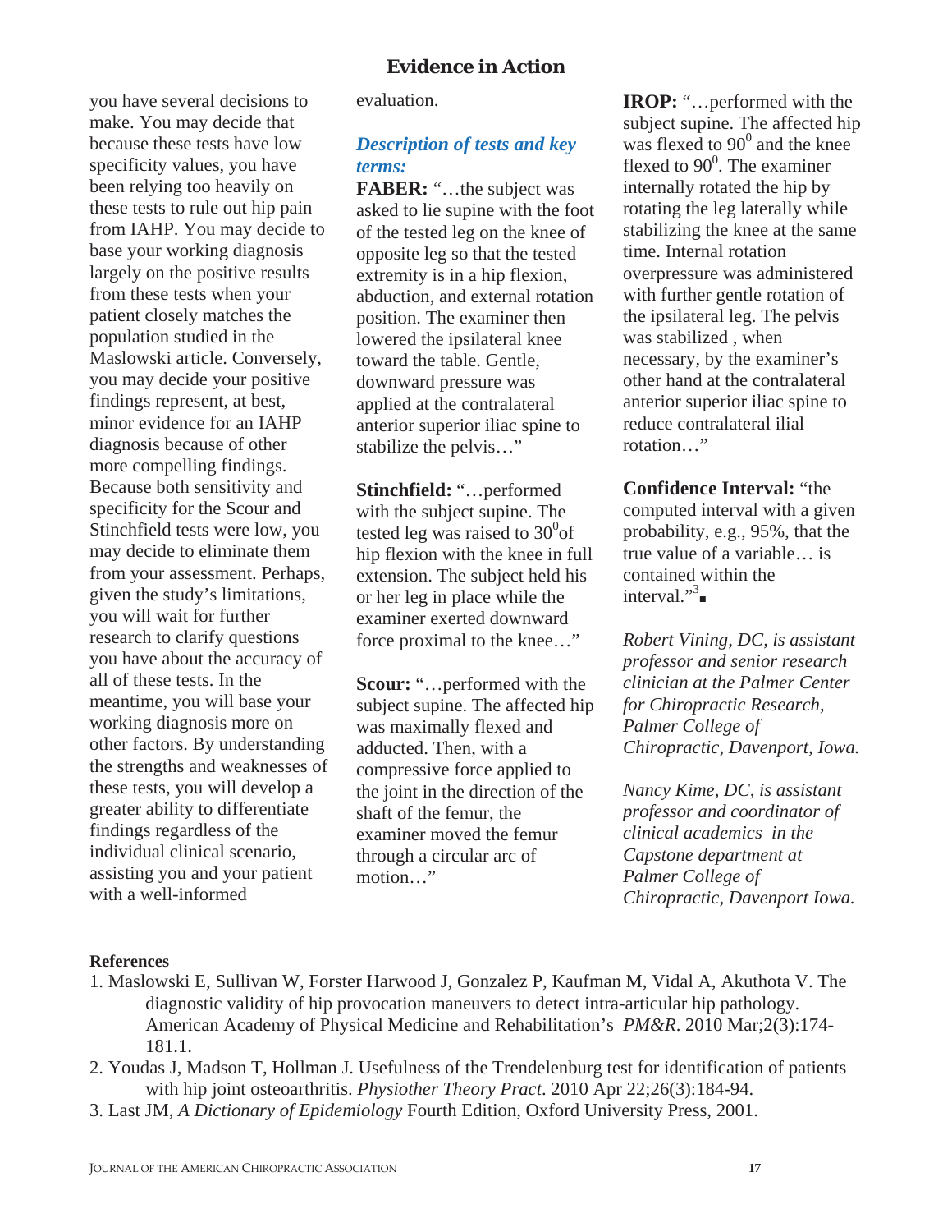you have several decisions to make. You may decide that because these tests have low specificity values, you have been relying too heavily on these tests to rule out hip pain from IAHP. You may decide to base your working diagnosis largely on the positive results from these tests when your patient closely matches the population studied in the Maslowski article. Conversely, you may decide your positive findings represent, at best, minor evidence for an IAHP diagnosis because of other more compelling findings. Because both sensitivity and specificity for the Scour and Stinchfield tests were low, you may decide to eliminate them from your assessment. Perhaps, given the study's limitations, you will wait for further research to clarify questions you have about the accuracy of all of these tests. In the meantime, you will base your working diagnosis more on other factors. By understanding the strengths and weaknesses of these tests, you will develop a greater ability to differentiate findings regardless of the individual clinical scenario, assisting you and your patient with a well-informed evaluation.

### *Description of tests and key terms:*

**FABER:** "…the subject was asked to lie supine with the foot of the tested leg on the knee of opposite leg so that the tested extremity is in a hip flexion, abduction, and external rotation position. The examiner then lowered the ipsilateral knee toward the table. Gentle, downward pressure was applied at the contralateral anterior superior iliac spine to stabilize the pelvis…"

**Stinchfield:** "…performed with the subject supine. The tested leg was raised to $30^0$of hip flexion with the knee in full extension. The subject held his or her leg in place while the examiner exerted downward force proximal to the knee…"

**Scour:** "…performed with the subject supine. The affected hip was maximally flexed and adducted. Then, with a compressive force applied to the joint in the direction of the shaft of the femur, the examiner moved the femur through a circular arc of motion…"

**IROP:** "…performed with the subject supine. The affected hip was flexed to $90^0$ and the knee flexed to $90^0$. The examiner internally rotated the hip by rotating the leg laterally while stabilizing the knee at the same time. Internal rotation overpressure was administered with further gentle rotation of the ipsilateral leg. The pelvis was stabilized , when necessary, by the examiner's other hand at the contralateral anterior superior iliac spine to reduce contralateral ilial rotation…"

**Confidence Interval:** "the computed interval with a given probability, e.g., 95%, that the true value of a variable… is contained within the interval."[3] ■

*Robert Vining, DC, is assistant professor and senior research clinician at the Palmer Center for Chiropractic Research, Palmer College of Chiropractic, Davenport, Iowa.*

*Nancy Kime, DC, is assistant professor and coordinator of clinical academics in the Capstone department at Palmer College of Chiropractic, Davenport Iowa.*

**References**

1. Maslowski E, Sullivan W, Forster Harwood J, Gonzalez P, Kaufman M, Vidal A, Akuthota V. The diagnostic validity of hip provocation maneuvers to detect intra-articular hip pathology. American Academy of Physical Medicine and Rehabilitation's *PM&R*. 2010 Mar;2(3):174-181.1.
2. Youdas J, Madson T, Hollman J. Usefulness of the Trendelenburg test for identification of patients with hip joint osteoarthritis. *Physiother Theory Pract*. 2010 Apr 22;26(3):184-94.
3. Last JM, *A Dictionary of Epidemiology* Fourth Edition, Oxford University Press, 2001.